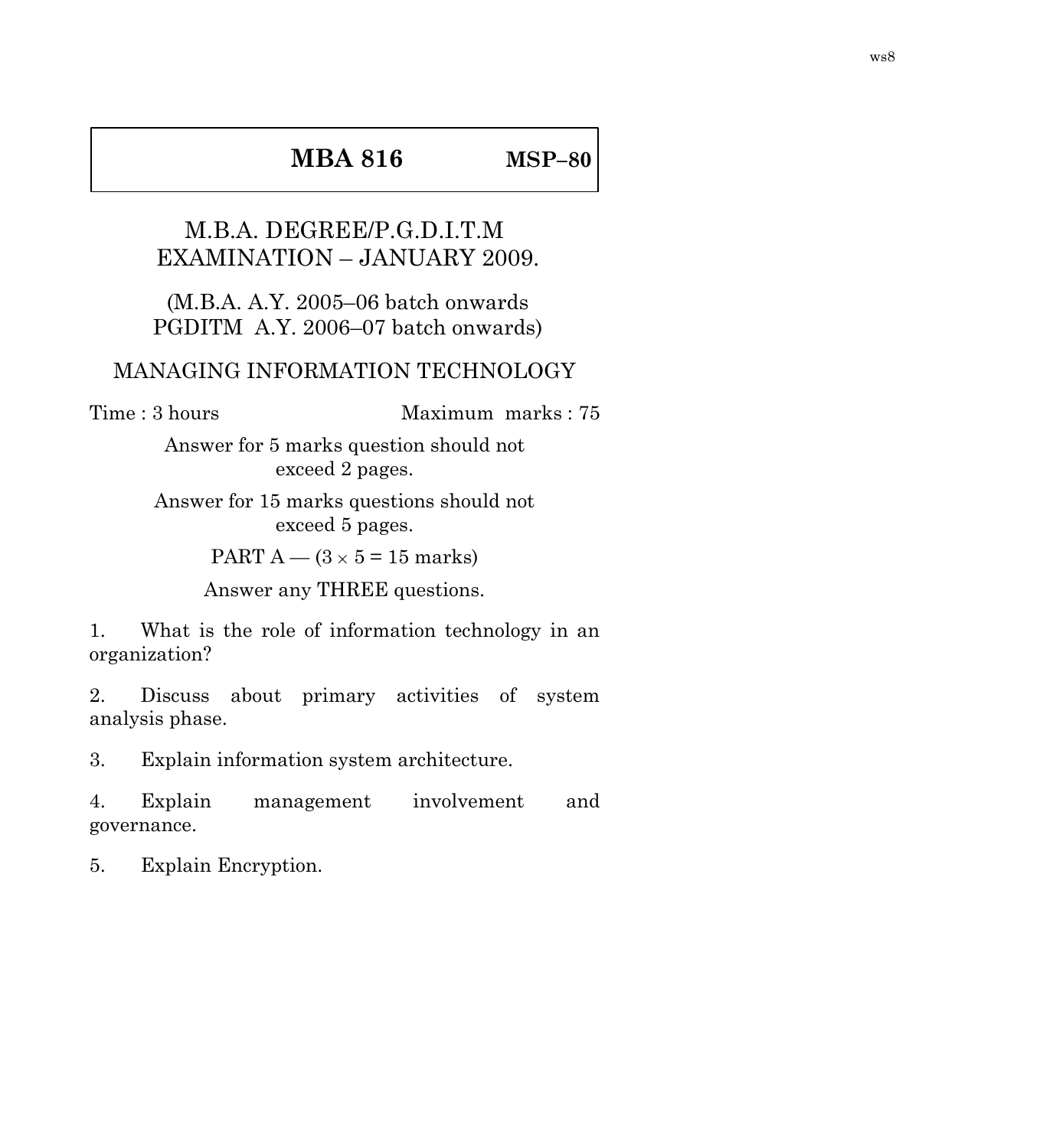ws8

**MBA 816** **MSP–80**

M.B.A. DEGREE/P.G.D.I.T.M
EXAMINATION – JANUARY 2009.

(M.B.A. A.Y. 2005–06 batch onwards
PGDITM A.Y. 2006–07 batch onwards)

MANAGING INFORMATION TECHNOLOGY

Time : 3 hours Maximum marks : 75

Answer for 5 marks question should not exceed 2 pages.

Answer for 15 marks questions should not exceed 5 pages.

PART A — ($3 \times 5 = 15$ marks)

Answer any THREE questions.

1. What is the role of information technology in an organization?

2. Discuss about primary activities of system analysis phase.

3. Explain information system architecture.

4. Explain management involvement and governance.

5. Explain Encryption.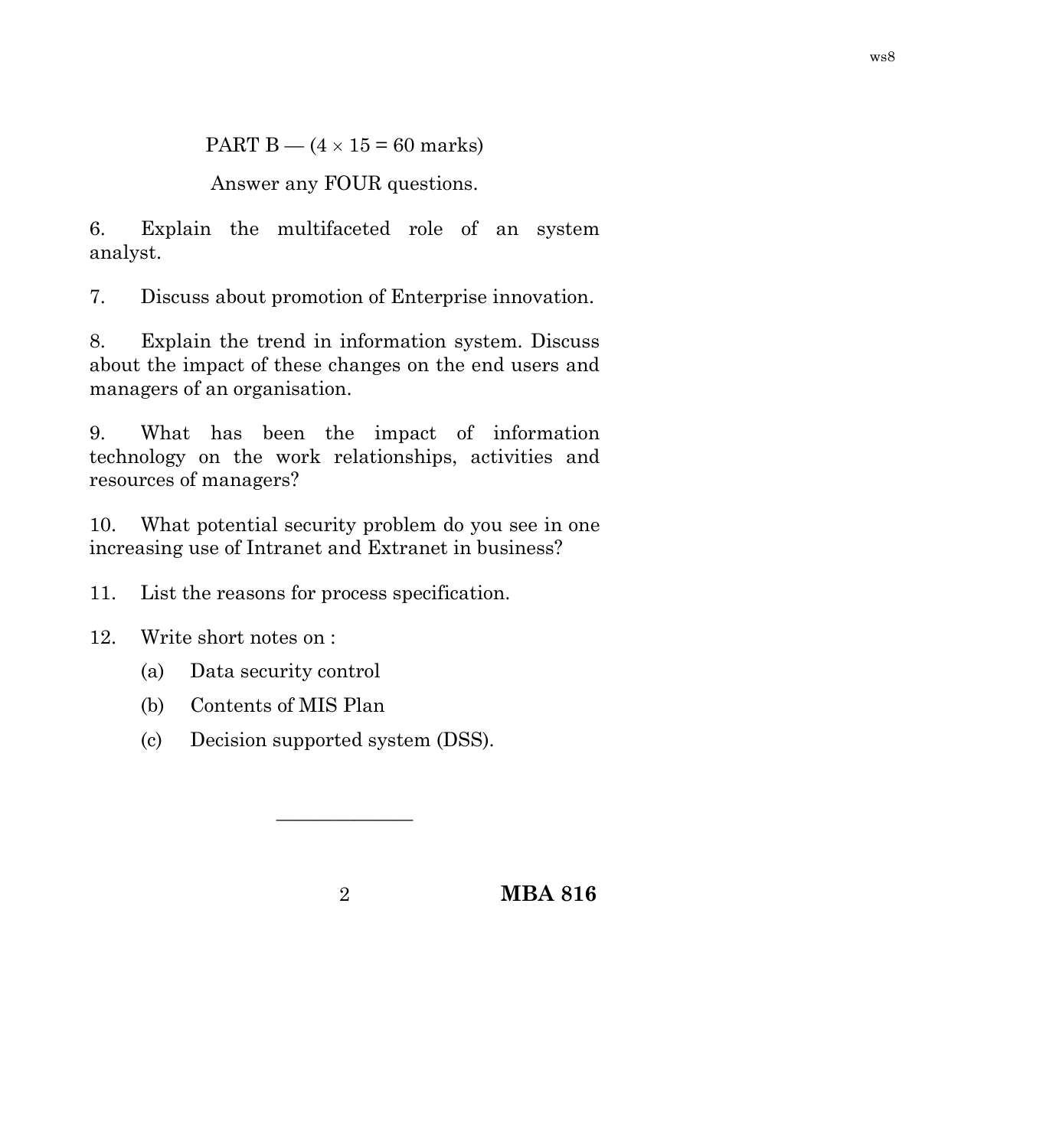PART B — (4 × 15 = 60 marks)

Answer any FOUR questions.

6. Explain the multifaceted role of an system analyst.

7. Discuss about promotion of Enterprise innovation.

8. Explain the trend in information system. Discuss about the impact of these changes on the end users and managers of an organisation.

9. What has been the impact of information technology on the work relationships, activities and resources of managers?

10. What potential security problem do you see in one increasing use of Intranet and Extranet in business?

11. List the reasons for process specification.

12. Write short notes on :

(a) Data security control

(b) Contents of MIS Plan

(c) Decision supported system (DSS).

————————